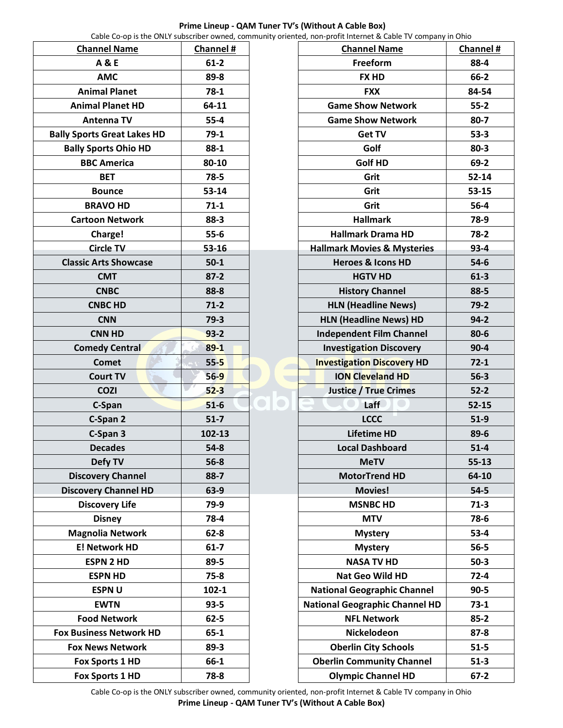# Prime Lineup - QAM Tuner TV's (Without A Cable Box)

Cable Co-op is the ONLY subscriber owned, community oriented, non-profit Internet & Cable TV company in Ohio

| Channel Name | Channel # |
|---|---|
| A & E | 61-2 |
| AMC | 89-8 |
| Animal Planet | 78-1 |
| Animal Planet HD | 64-11 |
| Antenna TV | 55-4 |
| Bally Sports Great Lakes HD | 79-1 |
| Bally Sports Ohio HD | 88-1 |
| BBC America | 80-10 |
| BET | 78-5 |
| Bounce | 53-14 |
| BRAVO HD | 71-1 |
| Cartoon Network | 88-3 |
| Charge! | 55-6 |
| Circle TV | 53-16 |
| Classic Arts Showcase | 50-1 |
| CMT | 87-2 |
| CNBC | 88-8 |
| CNBC HD | 71-2 |
| CNN | 79-3 |
| CNN HD | 93-2 |
| Comedy Central | 89-1 |
| Comet | 55-5 |
| Court TV | 56-9 |
| COZI | 52-3 |
| C-Span | 51-6 |
| C-Span 2 | 51-7 |
| C-Span 3 | 102-13 |
| Decades | 54-8 |
| Defy TV | 56-8 |
| Discovery Channel | 88-7 |
| Discovery Channel HD | 63-9 |
| Discovery Life | 79-9 |
| Disney | 78-4 |
| Magnolia Network | 62-8 |
| E! Network HD | 61-7 |
| ESPN 2 HD | 89-5 |
| ESPN HD | 75-8 |
| ESPN U | 102-1 |
| EWTN | 93-5 |
| Food Network | 62-5 |
| Fox Business Network HD | 65-1 |
| Fox News Network | 89-3 |
| Fox Sports 1 HD | 66-1 |
| Fox Sports 1 HD | 78-8 |
| Freeform | 88-4 |
| FX HD | 66-2 |
| FXX | 84-54 |
| Game Show Network | 55-2 |
| Game Show Network | 80-7 |
| Get TV | 53-3 |
| Golf | 80-3 |
| Golf HD | 69-2 |
| Grit | 52-14 |
| Grit | 53-15 |
| Grit | 56-4 |
| Hallmark | 78-9 |
| Hallmark Drama HD | 78-2 |
| Hallmark Movies & Mysteries | 93-4 |
| Heroes & Icons HD | 54-6 |
| HGTV HD | 61-3 |
| History Channel | 88-5 |
| HLN (Headline News) | 79-2 |
| HLN (Headline News) HD | 94-2 |
| Independent Film Channel | 80-6 |
| Investigation Discovery | 90-4 |
| Investigation Discovery HD | 72-1 |
| ION Cleveland HD | 56-3 |
| Justice / True Crimes | 52-2 |
| Laff | 52-15 |
| LCCC | 51-9 |
| Lifetime HD | 89-6 |
| Local Dashboard | 51-4 |
| MeTV | 55-13 |
| MotorTrend HD | 64-10 |
| Movies! | 54-5 |
| MSNBC HD | 71-3 |
| MTV | 78-6 |
| Mystery | 53-4 |
| Mystery | 56-5 |
| NASA TV HD | 50-3 |
| Nat Geo Wild HD | 72-4 |
| National Geographic Channel | 90-5 |
| National Geographic Channel HD | 73-1 |
| NFL Network | 85-2 |
| Nickelodeon | 87-8 |
| Oberlin City Schools | 51-5 |
| Oberlin Community Channel | 51-3 |
| Olympic Channel HD | 67-2 |

Cable Co-op is the ONLY subscriber owned, community oriented, non-profit Internet & Cable TV company in Ohio

**Prime Lineup - QAM Tuner TV's (Without A Cable Box)**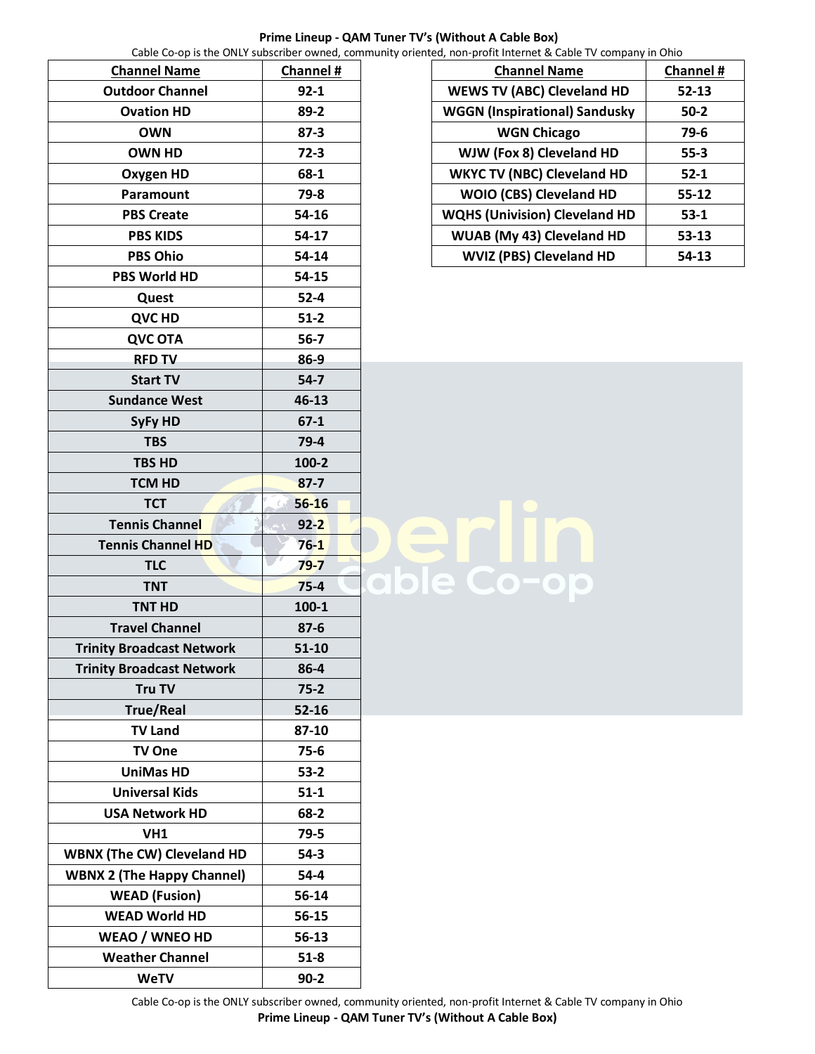| Channel Name | Channel # |
|---|---|
| Outdoor Channel | 92-1 |
| Ovation HD | 89-2 |
| OWN | 87-3 |
| OWN HD | 72-3 |
| Oxygen HD | 68-1 |
| Paramount | 79-8 |
| PBS Create | 54-16 |
| PBS KIDS | 54-17 |
| PBS Ohio | 54-14 |
| PBS World HD | 54-15 |
| Quest | 52-4 |
| QVC HD | 51-2 |
| QVC OTA | 56-7 |
| RFD TV | 86-9 |
| Start TV | 54-7 |
| Sundance West | 46-13 |
| SyFy HD | 67-1 |
| TBS | 79-4 |
| TBS HD | 100-2 |
| TCM HD | 87-7 |
| TCT | 56-16 |
| Tennis Channel | 92-2 |
| Tennis Channel HD | 76-1 |
| TLC | 79-7 |
| TNT | 75-4 |
| TNT HD | 100-1 |
| Travel Channel | 87-6 |
| Trinity Broadcast Network | 51-10 |
| Trinity Broadcast Network | 86-4 |
| Tru TV | 75-2 |
| True/Real | 52-16 |
| TV Land | 87-10 |
| TV One | 75-6 |
| UniMas HD | 53-2 |
| Universal Kids | 51-1 |
| USA Network HD | 68-2 |
| VH1 | 79-5 |
| WBNX (The CW) Cleveland HD | 54-3 |
| WBNX 2 (The Happy Channel) | 54-4 |
| WEAD (Fusion) | 56-14 |
| WEAD World HD | 56-15 |
| WEAO / WNEO HD | 56-13 |
| Weather Channel | 51-8 |
| WeTV | 90-2 |

| Channel Name | Channel # |
|---|---|
| WEWS TV (ABC) Cleveland HD | 52-13 |
| WGGN (Inspirational) Sandusky | 50-2 |
| WGN Chicago | 79-6 |
| WJW (Fox 8) Cleveland HD | 55-3 |
| WKYC TV (NBC) Cleveland HD | 52-1 |
| WOIO (CBS) Cleveland HD | 55-12 |
| WQHS (Univision) Cleveland HD | 53-1 |
| WUAB (My 43) Cleveland HD | 53-13 |
| WVIZ (PBS) Cleveland HD | 54-13 |